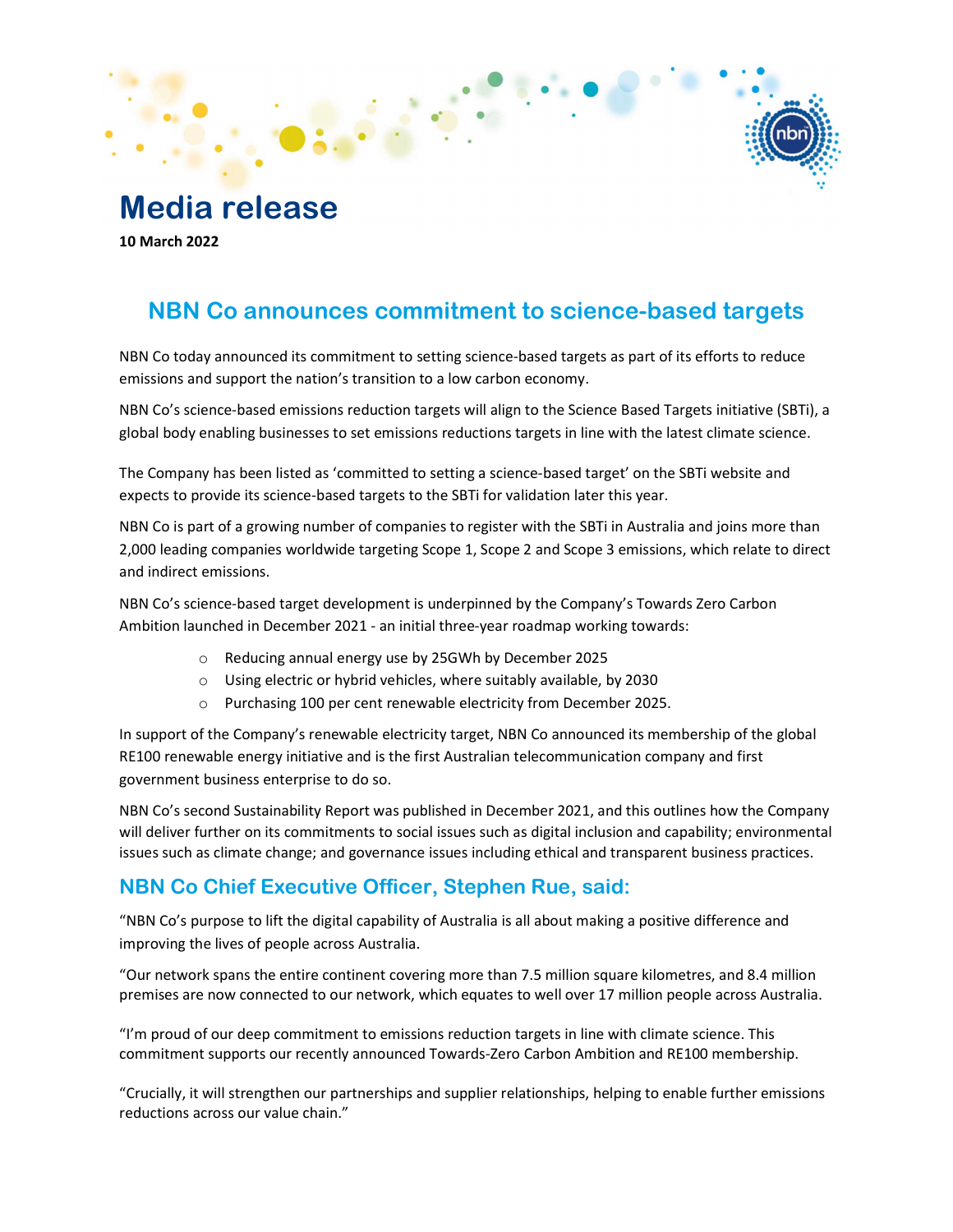# Media release

**10 March 2022**

## NBN Co announces commitment to science-based targets

NBN Co today announced its commitment to setting science-based targets as part of its efforts to reduce emissions and support the nation's transition to a low carbon economy.

NBN Co's science-based emissions reduction targets will align to the Science Based Targets initiative (SBTi), a global body enabling businesses to set emissions reductions targets in line with the latest climate science.

The Company has been listed as 'committed to setting a science-based target' on the SBTi website and expects to provide its science-based targets to the SBTi for validation later this year.

NBN Co is part of a growing number of companies to register with the SBTi in Australia and joins more than 2,000 leading companies worldwide targeting Scope 1, Scope 2 and Scope 3 emissions, which relate to direct and indirect emissions.

NBN Co's science-based target development is underpinned by the Company's Towards Zero Carbon Ambition launched in December 2021 - an initial three-year roadmap working towards:

- Reducing annual energy use by 25GWh by December 2025
- Using electric or hybrid vehicles, where suitably available, by 2030
- Purchasing 100 per cent renewable electricity from December 2025.

In support of the Company's renewable electricity target, NBN Co announced its membership of the global RE100 renewable energy initiative and is the first Australian telecommunication company and first government business enterprise to do so.

NBN Co's second Sustainability Report was published in December 2021, and this outlines how the Company will deliver further on its commitments to social issues such as digital inclusion and capability; environmental issues such as climate change; and governance issues including ethical and transparent business practices.

### NBN Co Chief Executive Officer, Stephen Rue, said:

"NBN Co's purpose to lift the digital capability of Australia is all about making a positive difference and improving the lives of people across Australia.

"Our network spans the entire continent covering more than 7.5 million square kilometres, and 8.4 million premises are now connected to our network, which equates to well over 17 million people across Australia.

"I'm proud of our deep commitment to emissions reduction targets in line with climate science. This commitment supports our recently announced Towards-Zero Carbon Ambition and RE100 membership.

"Crucially, it will strengthen our partnerships and supplier relationships, helping to enable further emissions reductions across our value chain."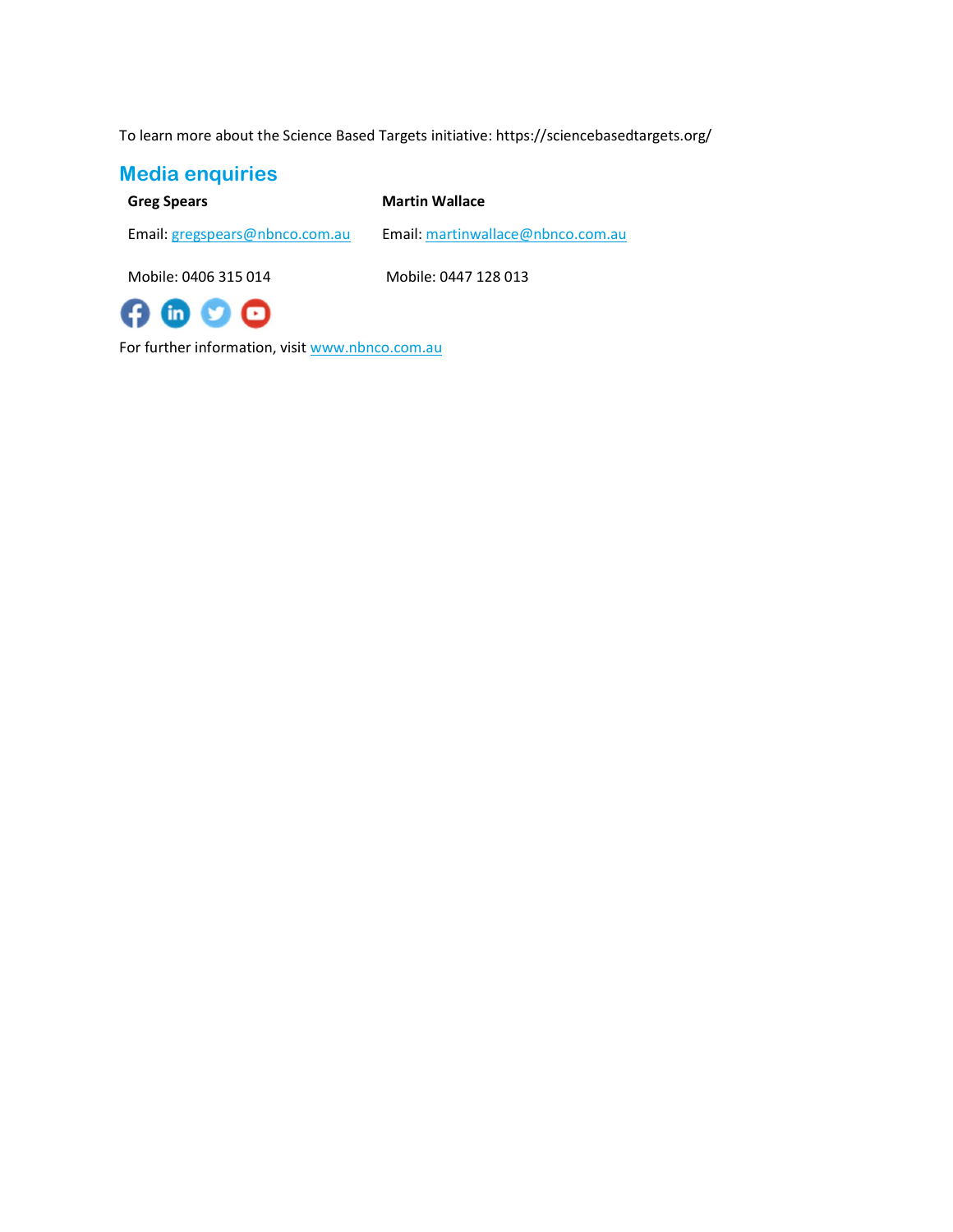To learn more about the Science Based Targets initiative: https://sciencebasedtargets.org/

## Media enquiries

| | |
|---|---|
| **Greg Spears** | **Martin Wallace** |
| Email: gregspears@nbnco.com.au | Email: martinwallace@nbnco.com.au |
| Mobile: 0406 315 014 | Mobile: 0447 128 013 |

For further information, visit www.nbnco.com.au